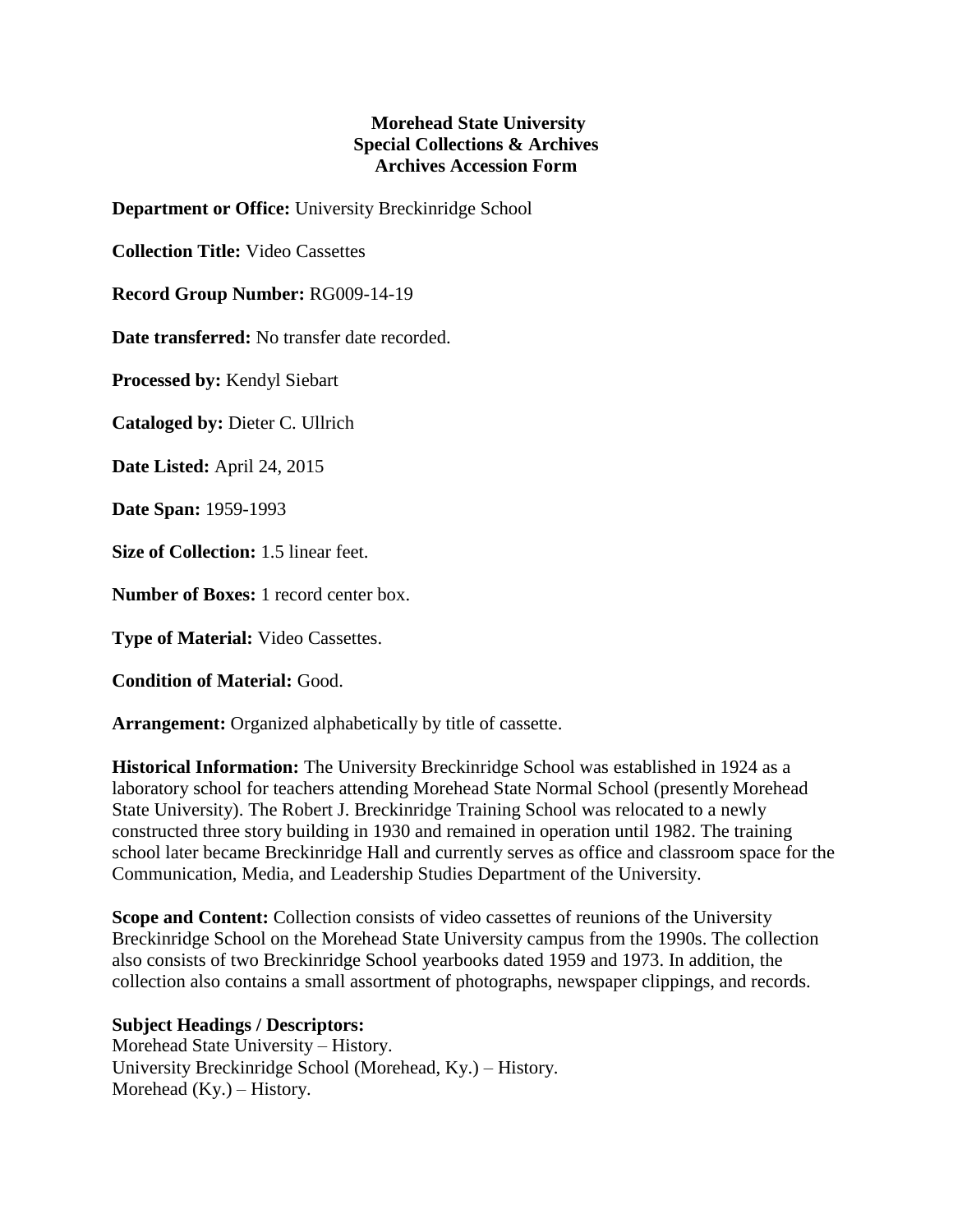**Morehead State University**
**Special Collections & Archives**
**Archives Accession Form**

**Department or Office:** University Breckinridge School

**Collection Title:** Video Cassettes

**Record Group Number:** RG009-14-19

**Date transferred:** No transfer date recorded.

**Processed by:** Kendyl Siebart

**Cataloged by:** Dieter C. Ullrich

**Date Listed:** April 24, 2015

**Date Span:** 1959-1993

**Size of Collection:** 1.5 linear feet.

**Number of Boxes:** 1 record center box.

**Type of Material:** Video Cassettes.

**Condition of Material:** Good.

**Arrangement:** Organized alphabetically by title of cassette.

**Historical Information:** The University Breckinridge School was established in 1924 as a laboratory school for teachers attending Morehead State Normal School (presently Morehead State University). The Robert J. Breckinridge Training School was relocated to a newly constructed three story building in 1930 and remained in operation until 1982. The training school later became Breckinridge Hall and currently serves as office and classroom space for the Communication, Media, and Leadership Studies Department of the University.

**Scope and Content:** Collection consists of video cassettes of reunions of the University Breckinridge School on the Morehead State University campus from the 1990s. The collection also consists of two Breckinridge School yearbooks dated 1959 and 1973. In addition, the collection also contains a small assortment of photographs, newspaper clippings, and records.

**Subject Headings / Descriptors:**
Morehead State University – History.
University Breckinridge School (Morehead, Ky.) – History.
Morehead (Ky.) – History.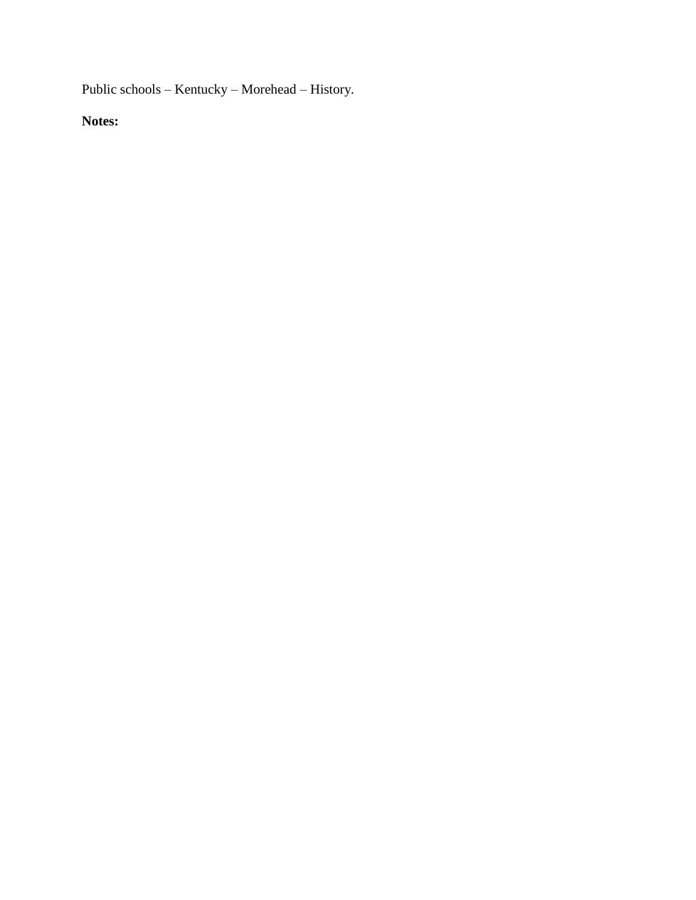Public schools – Kentucky – Morehead – History.

**Notes:**